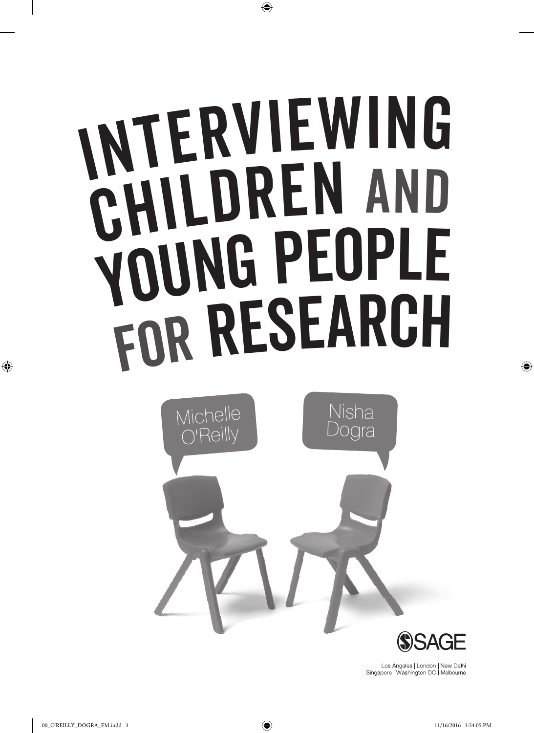# INTERVIEWING CHILDREN AND YOUNG PEOPLE FOR RESEARCH

Michelle O'Reilly

Nisha Dogra

SAGE

Los Angeles | London | New Delhi
Singapore | Washington DC | Melbourne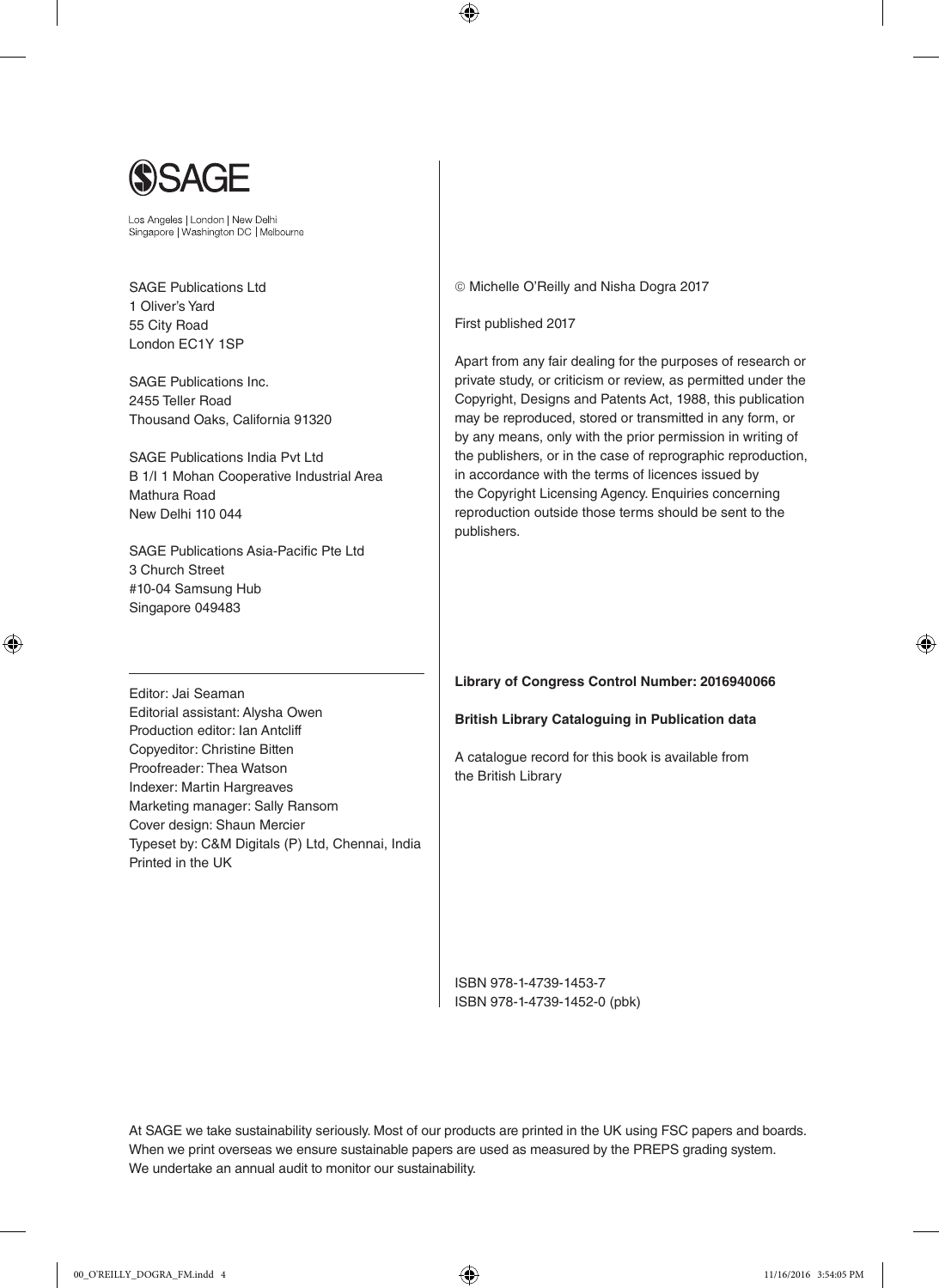SAGE

Los Angeles | London | New Delhi
Singapore | Washington DC | Melbourne

SAGE Publications Ltd
1 Oliver's Yard
55 City Road
London EC1Y 1SP

SAGE Publications Inc.
2455 Teller Road
Thousand Oaks, California 91320

SAGE Publications India Pvt Ltd
B 1/I 1 Mohan Cooperative Industrial Area
Mathura Road
New Delhi 110 044

SAGE Publications Asia-Pacific Pte Ltd
3 Church Street
#10-04 Samsung Hub
Singapore 049483

Editor: Jai Seaman
Editorial assistant: Alysha Owen
Production editor: Ian Antcliff
Copyeditor: Christine Bitten
Proofreader: Thea Watson
Indexer: Martin Hargreaves
Marketing manager: Sally Ransom
Cover design: Shaun Mercier
Typeset by: C&M Digitals (P) Ltd, Chennai, India
Printed in the UK

© Michelle O'Reilly and Nisha Dogra 2017

First published 2017

Apart from any fair dealing for the purposes of research or private study, or criticism or review, as permitted under the Copyright, Designs and Patents Act, 1988, this publication may be reproduced, stored or transmitted in any form, or by any means, only with the prior permission in writing of the publishers, or in the case of reprographic reproduction, in accordance with the terms of licences issued by the Copyright Licensing Agency. Enquiries concerning reproduction outside those terms should be sent to the publishers.

**Library of Congress Control Number: 2016940066**

**British Library Cataloguing in Publication data**

A catalogue record for this book is available from the British Library

ISBN 978-1-4739-1453-7
ISBN 978-1-4739-1452-0 (pbk)

At SAGE we take sustainability seriously. Most of our products are printed in the UK using FSC papers and boards. When we print overseas we ensure sustainable papers are used as measured by the PREPS grading system. We undertake an annual audit to monitor our sustainability.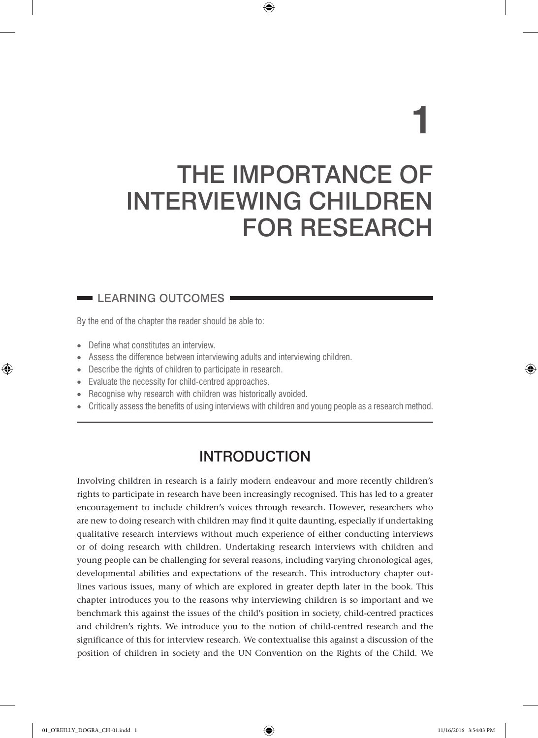# 1

# THE IMPORTANCE OF INTERVIEWING CHILDREN FOR RESEARCH

## LEARNING OUTCOMES

By the end of the chapter the reader should be able to:

- Define what constitutes an interview.
- Assess the difference between interviewing adults and interviewing children.
- Describe the rights of children to participate in research.
- Evaluate the necessity for child-centred approaches.
- Recognise why research with children was historically avoided.
- Critically assess the benefits of using interviews with children and young people as a research method.

## INTRODUCTION

Involving children in research is a fairly modern endeavour and more recently children's rights to participate in research have been increasingly recognised. This has led to a greater encouragement to include children's voices through research. However, researchers who are new to doing research with children may find it quite daunting, especially if undertaking qualitative research interviews without much experience of either conducting interviews or of doing research with children. Undertaking research interviews with children and young people can be challenging for several reasons, including varying chronological ages, developmental abilities and expectations of the research. This introductory chapter outlines various issues, many of which are explored in greater depth later in the book. This chapter introduces you to the reasons why interviewing children is so important and we benchmark this against the issues of the child's position in society, child-centred practices and children's rights. We introduce you to the notion of child-centred research and the significance of this for interview research. We contextualise this against a discussion of the position of children in society and the UN Convention on the Rights of the Child. We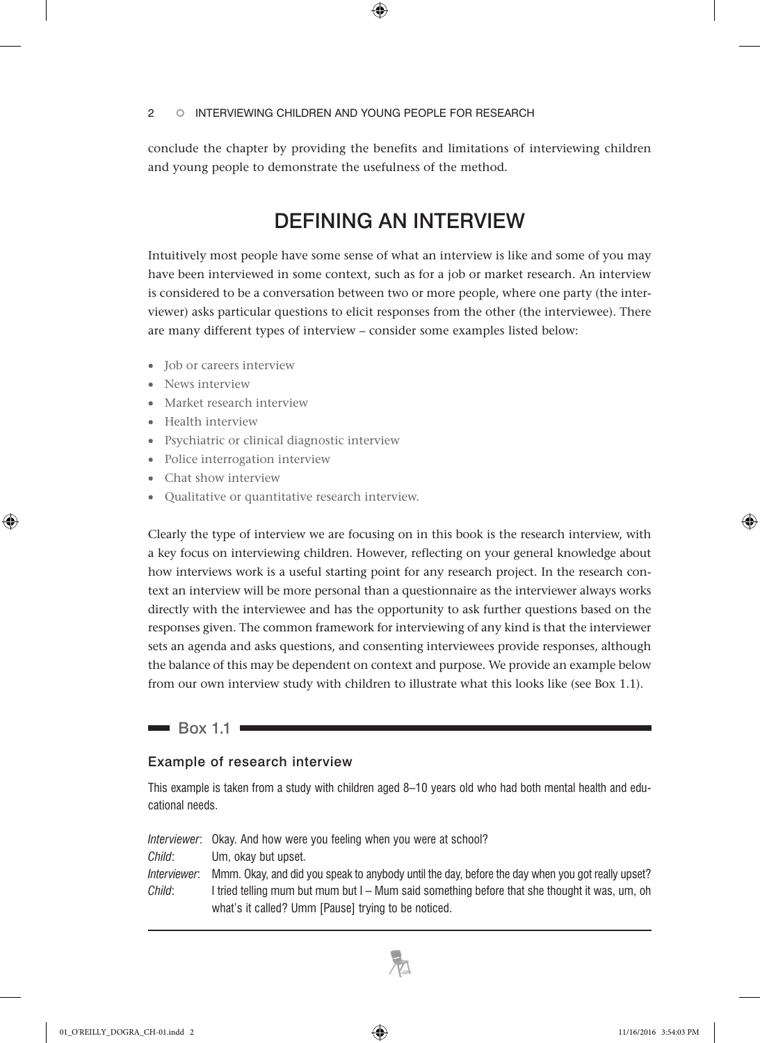conclude the chapter by providing the benefits and limitations of interviewing children and young people to demonstrate the usefulness of the method.

## DEFINING AN INTERVIEW

Intuitively most people have some sense of what an interview is like and some of you may have been interviewed in some context, such as for a job or market research. An interview is considered to be a conversation between two or more people, where one party (the interviewer) asks particular questions to elicit responses from the other (the interviewee). There are many different types of interview – consider some examples listed below:

- Job or careers interview
- News interview
- Market research interview
- Health interview
- Psychiatric or clinical diagnostic interview
- Police interrogation interview
- Chat show interview
- Qualitative or quantitative research interview.

Clearly the type of interview we are focusing on in this book is the research interview, with a key focus on interviewing children. However, reflecting on your general knowledge about how interviews work is a useful starting point for any research project. In the research context an interview will be more personal than a questionnaire as the interviewer always works directly with the interviewee and has the opportunity to ask further questions based on the responses given. The common framework for interviewing of any kind is that the interviewer sets an agenda and asks questions, and consenting interviewees provide responses, although the balance of this may be dependent on context and purpose. We provide an example below from our own interview study with children to illustrate what this looks like (see Box 1.1).

**Box 1.1**

### Example of research interview

This example is taken from a study with children aged 8–10 years old who had both mental health and educational needs.

*Interviewer*: Okay. And how were you feeling when you were at school?
*Child*: Um, okay but upset.
*Interviewer*: Mmm. Okay, and did you speak to anybody until the day, before the day when you got really upset?
*Child*: I tried telling mum but mum but I – Mum said something before that she thought it was, um, oh what's it called? Umm [Pause] trying to be noticed.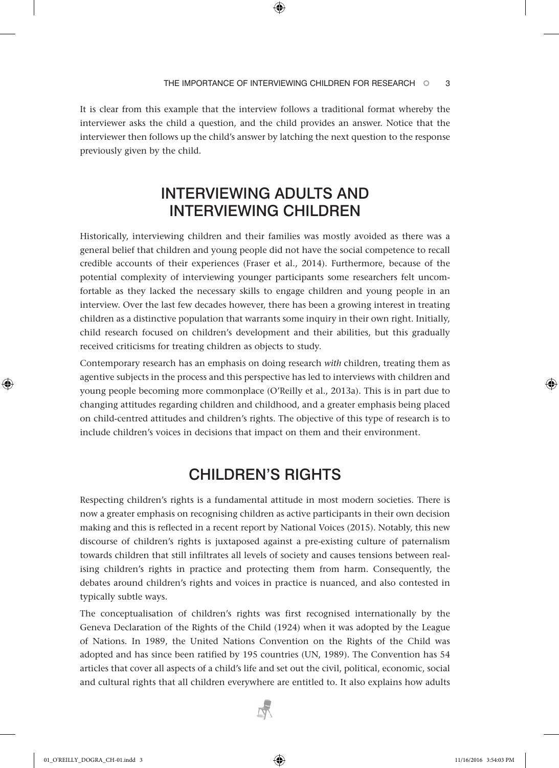It is clear from this example that the interview follows a traditional format whereby the interviewer asks the child a question, and the child provides an answer. Notice that the interviewer then follows up the child's answer by latching the next question to the response previously given by the child.

## INTERVIEWING ADULTS AND INTERVIEWING CHILDREN

Historically, interviewing children and their families was mostly avoided as there was a general belief that children and young people did not have the social competence to recall credible accounts of their experiences (Fraser et al., 2014). Furthermore, because of the potential complexity of interviewing younger participants some researchers felt uncomfortable as they lacked the necessary skills to engage children and young people in an interview. Over the last few decades however, there has been a growing interest in treating children as a distinctive population that warrants some inquiry in their own right. Initially, child research focused on children's development and their abilities, but this gradually received criticisms for treating children as objects to study.

Contemporary research has an emphasis on doing research *with* children, treating them as agentive subjects in the process and this perspective has led to interviews with children and young people becoming more commonplace (O'Reilly et al., 2013a). This is in part due to changing attitudes regarding children and childhood, and a greater emphasis being placed on child-centred attitudes and children's rights. The objective of this type of research is to include children's voices in decisions that impact on them and their environment.

## CHILDREN'S RIGHTS

Respecting children's rights is a fundamental attitude in most modern societies. There is now a greater emphasis on recognising children as active participants in their own decision making and this is reflected in a recent report by National Voices (2015). Notably, this new discourse of children's rights is juxtaposed against a pre-existing culture of paternalism towards children that still infiltrates all levels of society and causes tensions between realising children's rights in practice and protecting them from harm. Consequently, the debates around children's rights and voices in practice is nuanced, and also contested in typically subtle ways.

The conceptualisation of children's rights was first recognised internationally by the Geneva Declaration of the Rights of the Child (1924) when it was adopted by the League of Nations. In 1989, the United Nations Convention on the Rights of the Child was adopted and has since been ratified by 195 countries (UN, 1989). The Convention has 54 articles that cover all aspects of a child's life and set out the civil, political, economic, social and cultural rights that all children everywhere are entitled to. It also explains how adults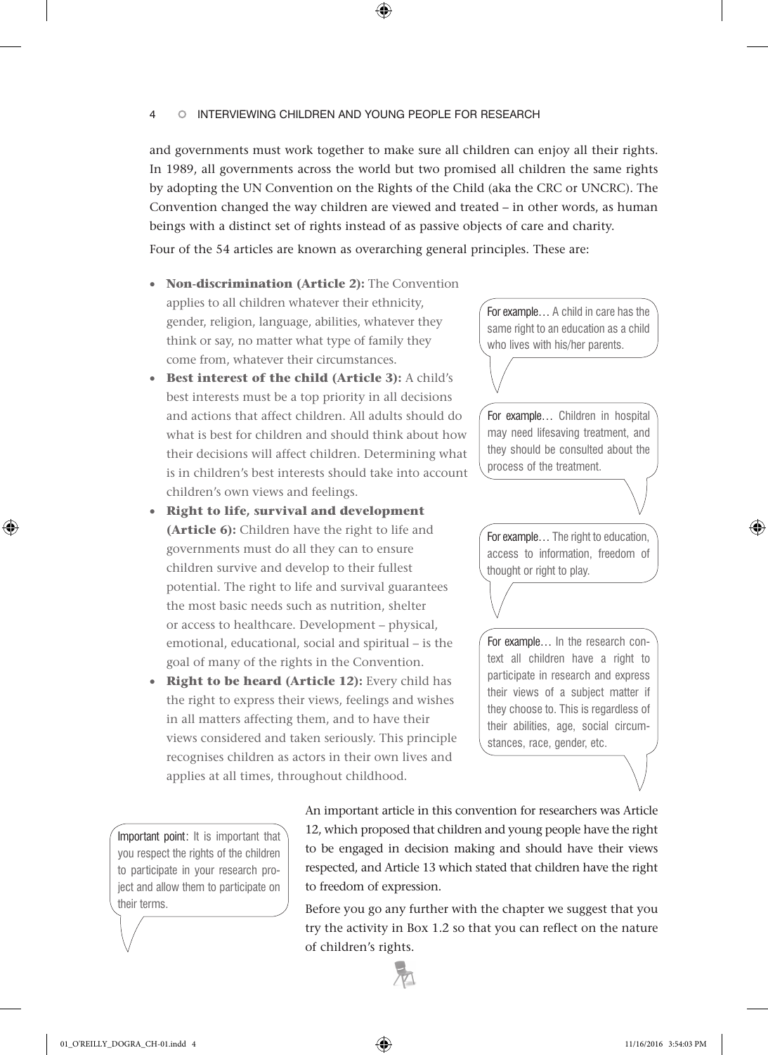and governments must work together to make sure all children can enjoy all their rights. In 1989, all governments across the world but two promised all children the same rights by adopting the UN Convention on the Rights of the Child (aka the CRC or UNCRC). The Convention changed the way children are viewed and treated – in other words, as human beings with a distinct set of rights instead of as passive objects of care and charity.

Four of the 54 articles are known as overarching general principles. These are:

- **Non-discrimination (Article 2):** The Convention applies to all children whatever their ethnicity, gender, religion, language, abilities, whatever they think or say, no matter what type of family they come from, whatever their circumstances.
- **Best interest of the child (Article 3):** A child's best interests must be a top priority in all decisions and actions that affect children. All adults should do what is best for children and should think about how their decisions will affect children. Determining what is in children's best interests should take into account children's own views and feelings.
- **Right to life, survival and development (Article 6):** Children have the right to life and governments must do all they can to ensure children survive and develop to their fullest potential. The right to life and survival guarantees the most basic needs such as nutrition, shelter or access to healthcare. Development – physical, emotional, educational, social and spiritual – is the goal of many of the rights in the Convention.
- **Right to be heard (Article 12):** Every child has the right to express their views, feelings and wishes in all matters affecting them, and to have their views considered and taken seriously. This principle recognises children as actors in their own lives and applies at all times, throughout childhood.

> For example… A child in care has the same right to an education as a child who lives with his/her parents.

> For example… Children in hospital may need lifesaving treatment, and they should be consulted about the process of the treatment.

> For example… The right to education, access to information, freedom of thought or right to play.

> For example… In the research context all children have a right to participate in research and express their views of a subject matter if they choose to. This is regardless of their abilities, age, social circumstances, race, gender, etc.

> Important point: It is important that you respect the rights of the children to participate in your research project and allow them to participate on their terms.

An important article in this convention for researchers was Article 12, which proposed that children and young people have the right to be engaged in decision making and should have their views respected, and Article 13 which stated that children have the right to freedom of expression.

Before you go any further with the chapter we suggest that you try the activity in Box 1.2 so that you can reflect on the nature of children's rights.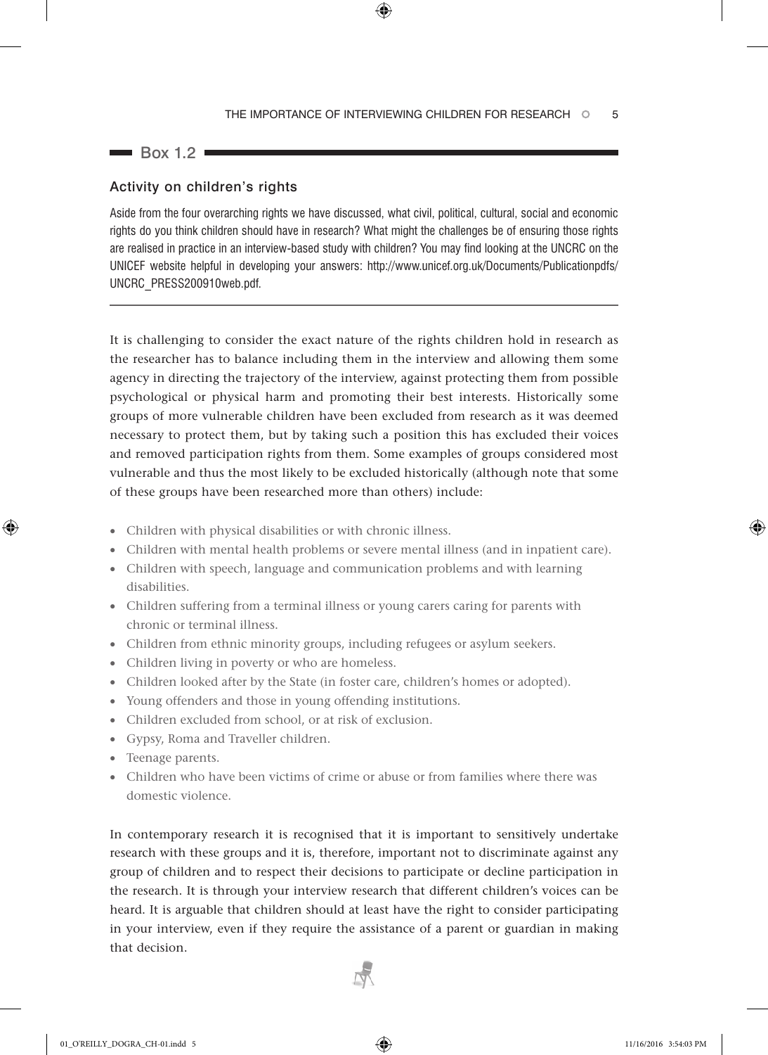## Box 1.2

### Activity on children's rights

Aside from the four overarching rights we have discussed, what civil, political, cultural, social and economic rights do you think children should have in research? What might the challenges be of ensuring those rights are realised in practice in an interview-based study with children? You may find looking at the UNCRC on the UNICEF website helpful in developing your answers: http://www.unicef.org.uk/Documents/Publicationpdfs/UNCRC_PRESS200910web.pdf.

---

It is challenging to consider the exact nature of the rights children hold in research as the researcher has to balance including them in the interview and allowing them some agency in directing the trajectory of the interview, against protecting them from possible psychological or physical harm and promoting their best interests. Historically some groups of more vulnerable children have been excluded from research as it was deemed necessary to protect them, but by taking such a position this has excluded their voices and removed participation rights from them. Some examples of groups considered most vulnerable and thus the most likely to be excluded historically (although note that some of these groups have been researched more than others) include:

- Children with physical disabilities or with chronic illness.
- Children with mental health problems or severe mental illness (and in inpatient care).
- Children with speech, language and communication problems and with learning disabilities.
- Children suffering from a terminal illness or young carers caring for parents with chronic or terminal illness.
- Children from ethnic minority groups, including refugees or asylum seekers.
- Children living in poverty or who are homeless.
- Children looked after by the State (in foster care, children's homes or adopted).
- Young offenders and those in young offending institutions.
- Children excluded from school, or at risk of exclusion.
- Gypsy, Roma and Traveller children.
- Teenage parents.
- Children who have been victims of crime or abuse or from families where there was domestic violence.

In contemporary research it is recognised that it is important to sensitively undertake research with these groups and it is, therefore, important not to discriminate against any group of children and to respect their decisions to participate or decline participation in the research. It is through your interview research that different children's voices can be heard. It is arguable that children should at least have the right to consider participating in your interview, even if they require the assistance of a parent or guardian in making that decision.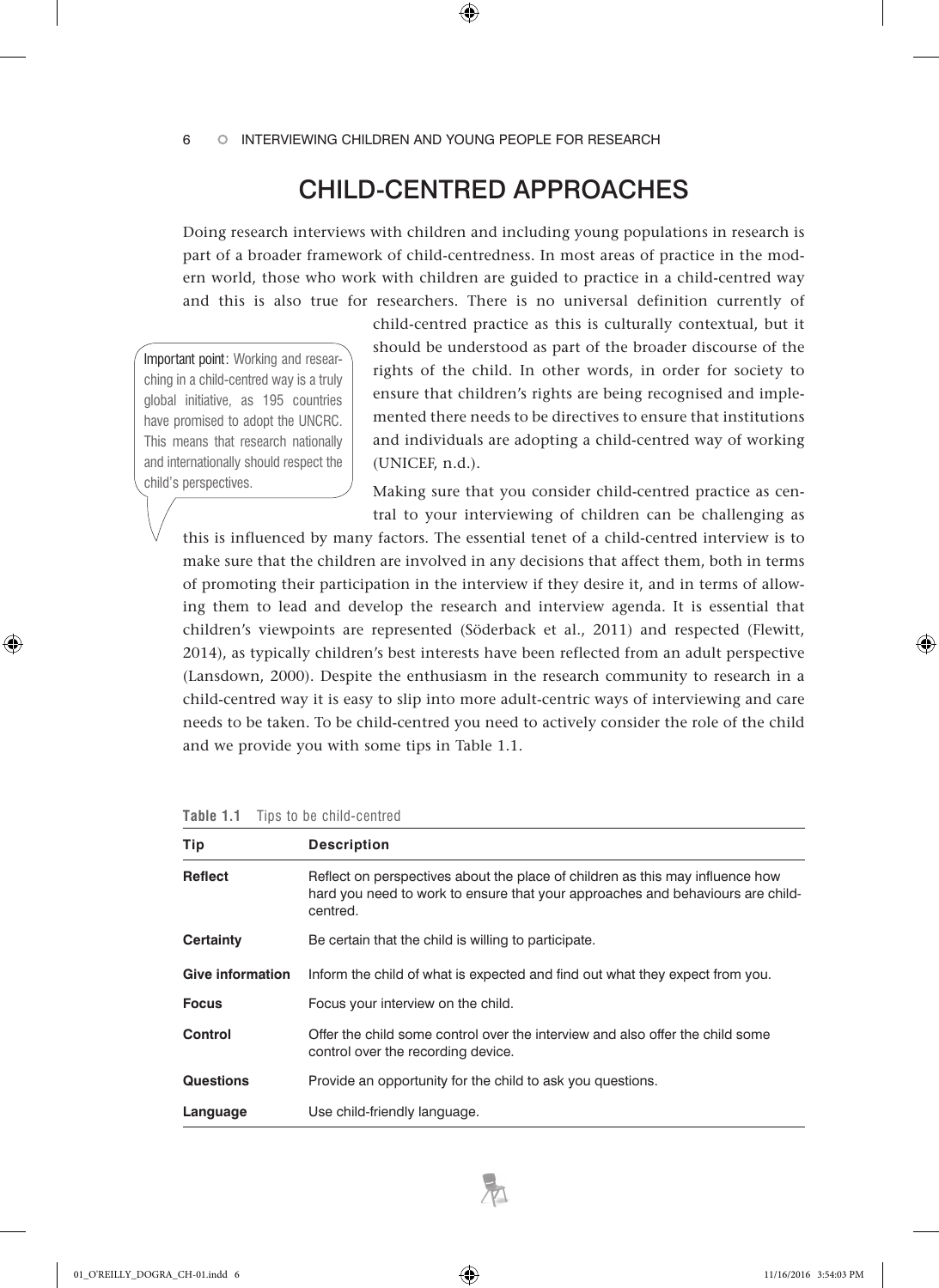## CHILD-CENTRED APPROACHES

Doing research interviews with children and including young populations in research is part of a broader framework of child-centredness. In most areas of practice in the modern world, those who work with children are guided to practice in a child-centred way and this is also true for researchers. There is no universal definition currently of child-centred practice as this is culturally contextual, but it should be understood as part of the broader discourse of the rights of the child. In other words, in order for society to ensure that children's rights are being recognised and implemented there needs to be directives to ensure that institutions and individuals are adopting a child-centred way of working (UNICEF, n.d.).

> **Important point**: Working and researching in a child-centred way is a truly global initiative, as 195 countries have promised to adopt the UNCRC. This means that research nationally and internationally should respect the child's perspectives.

Making sure that you consider child-centred practice as central to your interviewing of children can be challenging as this is influenced by many factors. The essential tenet of a child-centred interview is to make sure that the children are involved in any decisions that affect them, both in terms of promoting their participation in the interview if they desire it, and in terms of allowing them to lead and develop the research and interview agenda. It is essential that children's viewpoints are represented (Söderback et al., 2011) and respected (Flewitt, 2014), as typically children's best interests have been reflected from an adult perspective (Lansdown, 2000). Despite the enthusiasm in the research community to research in a child-centred way it is easy to slip into more adult-centric ways of interviewing and care needs to be taken. To be child-centred you need to actively consider the role of the child and we provide you with some tips in Table 1.1.

**Table 1.1** Tips to be child-centred

| Tip | Description |
|---|---|
| **Reflect** | Reflect on perspectives about the place of children as this may influence how hard you need to work to ensure that your approaches and behaviours are child-centred. |
| **Certainty** | Be certain that the child is willing to participate. |
| **Give information** | Inform the child of what is expected and find out what they expect from you. |
| **Focus** | Focus your interview on the child. |
| **Control** | Offer the child some control over the interview and also offer the child some control over the recording device. |
| **Questions** | Provide an opportunity for the child to ask you questions. |
| **Language** | Use child-friendly language. |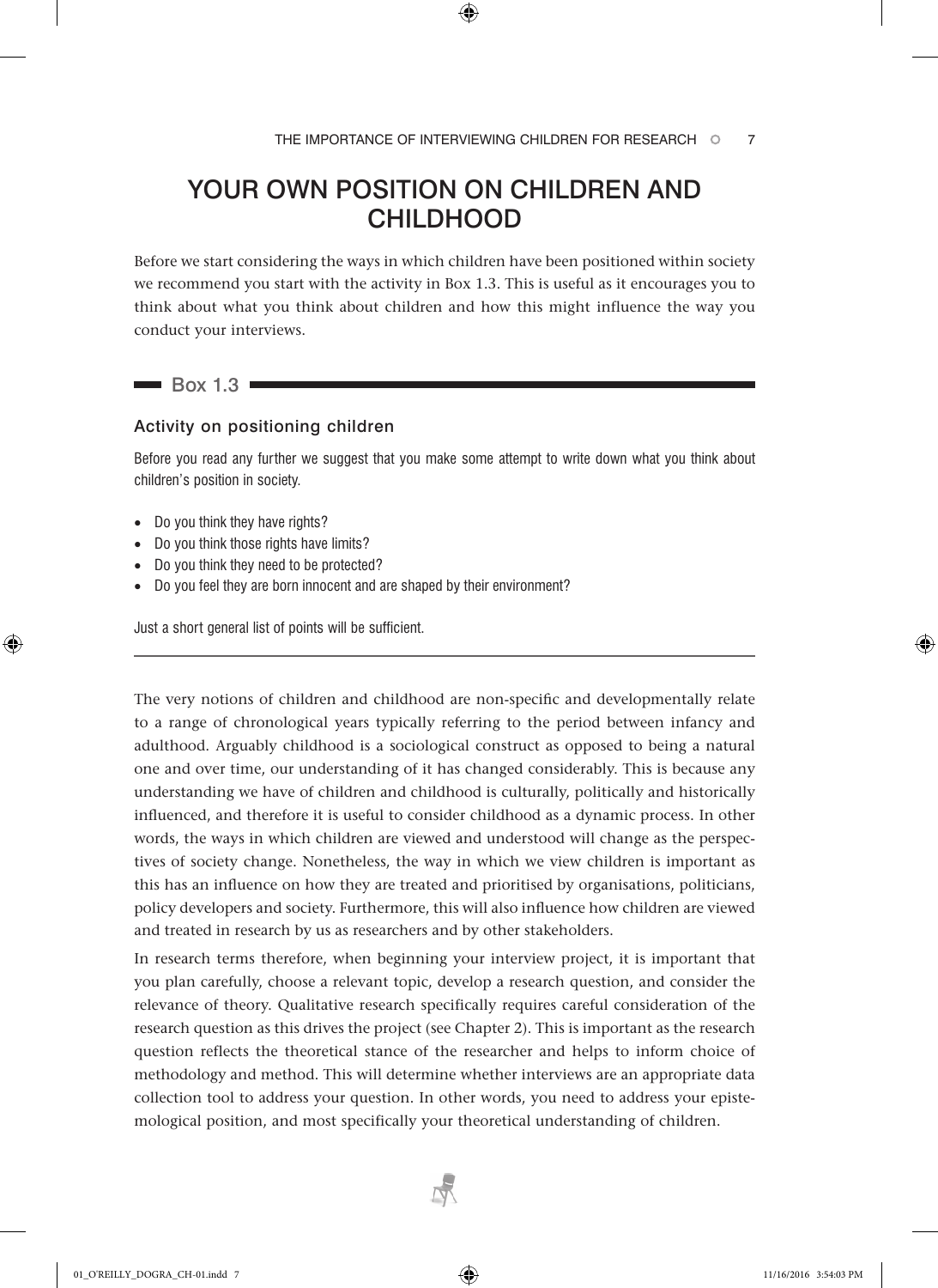# YOUR OWN POSITION ON CHILDREN AND CHILDHOOD

Before we start considering the ways in which children have been positioned within society we recommend you start with the activity in Box 1.3. This is useful as it encourages you to think about what you think about children and how this might influence the way you conduct your interviews.

## Box 1.3

### Activity on positioning children

Before you read any further we suggest that you make some attempt to write down what you think about children's position in society.

- Do you think they have rights?
- Do you think those rights have limits?
- Do you think they need to be protected?
- Do you feel they are born innocent and are shaped by their environment?

Just a short general list of points will be sufficient.

---

The very notions of children and childhood are non-specific and developmentally relate to a range of chronological years typically referring to the period between infancy and adulthood. Arguably childhood is a sociological construct as opposed to being a natural one and over time, our understanding of it has changed considerably. This is because any understanding we have of children and childhood is culturally, politically and historically influenced, and therefore it is useful to consider childhood as a dynamic process. In other words, the ways in which children are viewed and understood will change as the perspectives of society change. Nonetheless, the way in which we view children is important as this has an influence on how they are treated and prioritised by organisations, politicians, policy developers and society. Furthermore, this will also influence how children are viewed and treated in research by us as researchers and by other stakeholders.

In research terms therefore, when beginning your interview project, it is important that you plan carefully, choose a relevant topic, develop a research question, and consider the relevance of theory. Qualitative research specifically requires careful consideration of the research question as this drives the project (see Chapter 2). This is important as the research question reflects the theoretical stance of the researcher and helps to inform choice of methodology and method. This will determine whether interviews are an appropriate data collection tool to address your question. In other words, you need to address your epistemological position, and most specifically your theoretical understanding of children.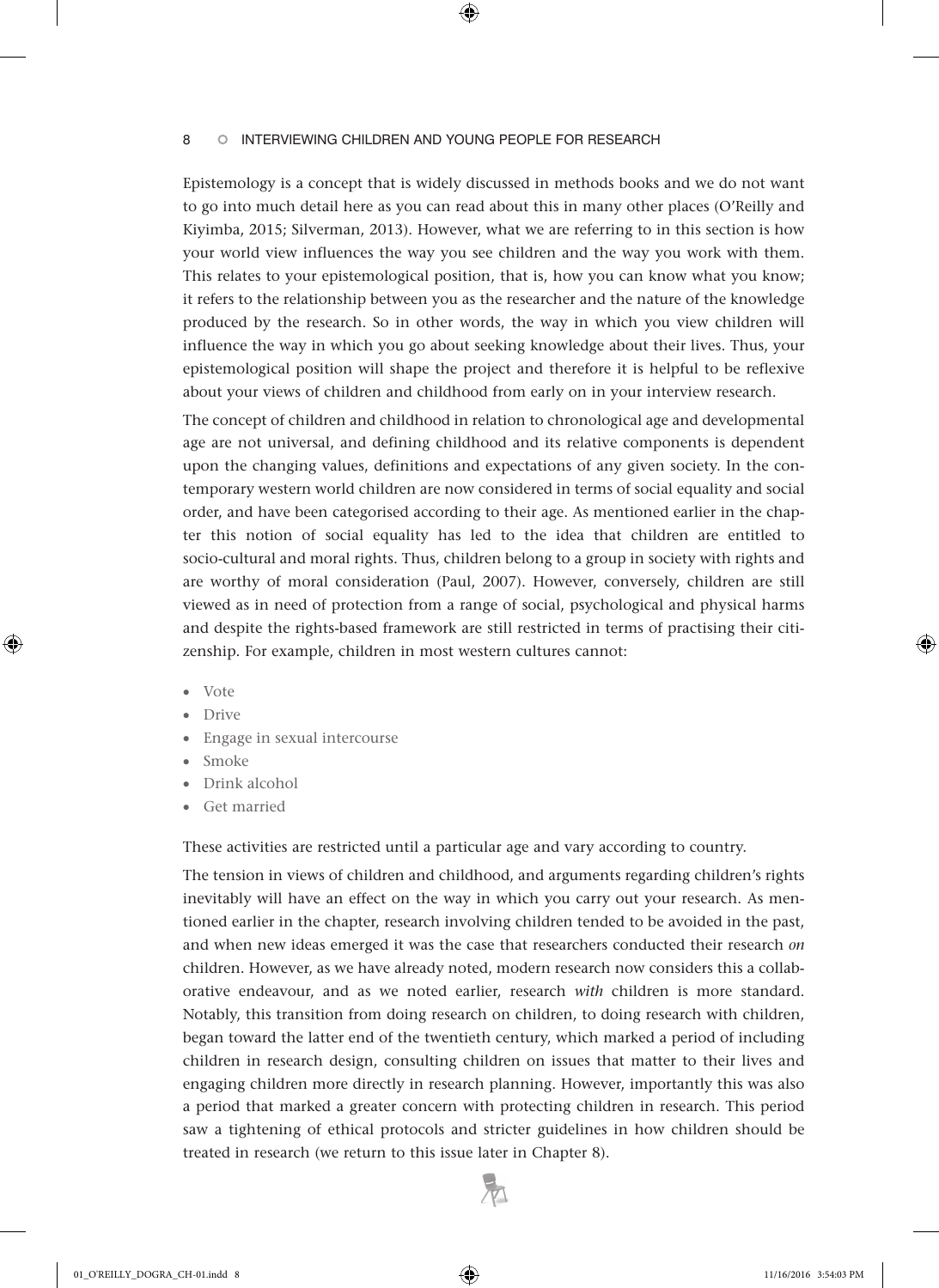Epistemology is a concept that is widely discussed in methods books and we do not want to go into much detail here as you can read about this in many other places (O'Reilly and Kiyimba, 2015; Silverman, 2013). However, what we are referring to in this section is how your world view influences the way you see children and the way you work with them. This relates to your epistemological position, that is, how you can know what you know; it refers to the relationship between you as the researcher and the nature of the knowledge produced by the research. So in other words, the way in which you view children will influence the way in which you go about seeking knowledge about their lives. Thus, your epistemological position will shape the project and therefore it is helpful to be reflexive about your views of children and childhood from early on in your interview research.

The concept of children and childhood in relation to chronological age and developmental age are not universal, and defining childhood and its relative components is dependent upon the changing values, definitions and expectations of any given society. In the contemporary western world children are now considered in terms of social equality and social order, and have been categorised according to their age. As mentioned earlier in the chapter this notion of social equality has led to the idea that children are entitled to socio-cultural and moral rights. Thus, children belong to a group in society with rights and are worthy of moral consideration (Paul, 2007). However, conversely, children are still viewed as in need of protection from a range of social, psychological and physical harms and despite the rights-based framework are still restricted in terms of practising their citizenship. For example, children in most western cultures cannot:

- Vote
- Drive
- Engage in sexual intercourse
- Smoke
- Drink alcohol
- Get married

These activities are restricted until a particular age and vary according to country.

The tension in views of children and childhood, and arguments regarding children's rights inevitably will have an effect on the way in which you carry out your research. As mentioned earlier in the chapter, research involving children tended to be avoided in the past, and when new ideas emerged it was the case that researchers conducted their research *on* children. However, as we have already noted, modern research now considers this a collaborative endeavour, and as we noted earlier, research *with* children is more standard. Notably, this transition from doing research on children, to doing research with children, began toward the latter end of the twentieth century, which marked a period of including children in research design, consulting children on issues that matter to their lives and engaging children more directly in research planning. However, importantly this was also a period that marked a greater concern with protecting children in research. This period saw a tightening of ethical protocols and stricter guidelines in how children should be treated in research (we return to this issue later in Chapter 8).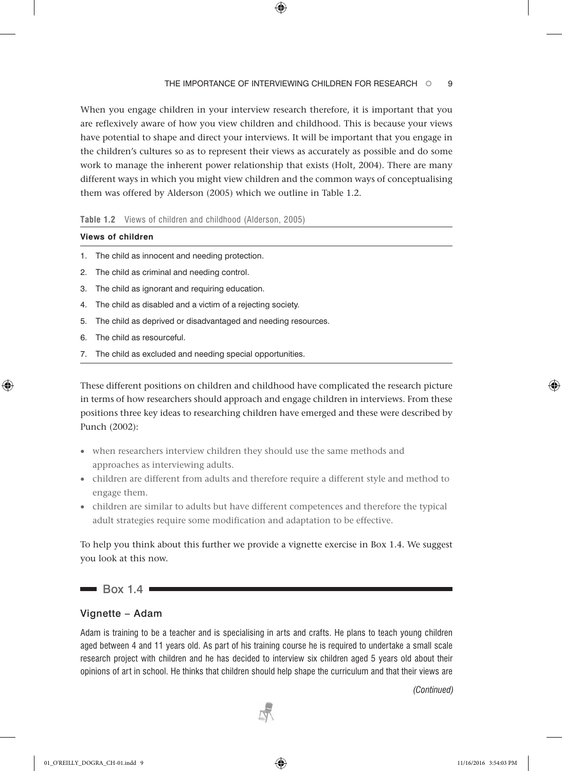When you engage children in your interview research therefore, it is important that you are reflexively aware of how you view children and childhood. This is because your views have potential to shape and direct your interviews. It will be important that you engage in the children's cultures so as to represent their views as accurately as possible and do some work to manage the inherent power relationship that exists (Holt, 2004). There are many different ways in which you might view children and the common ways of conceptualising them was offered by Alderson (2005) which we outline in Table 1.2.

**Table 1.2** Views of children and childhood (Alderson, 2005)

| **Views of children** |
| --- |
| 1. The child as innocent and needing protection. |
| 2. The child as criminal and needing control. |
| 3. The child as ignorant and requiring education. |
| 4. The child as disabled and a victim of a rejecting society. |
| 5. The child as deprived or disadvantaged and needing resources. |
| 6. The child as resourceful. |
| 7. The child as excluded and needing special opportunities. |

These different positions on children and childhood have complicated the research picture in terms of how researchers should approach and engage children in interviews. From these positions three key ideas to researching children have emerged and these were described by Punch (2002):

- when researchers interview children they should use the same methods and approaches as interviewing adults.
- children are different from adults and therefore require a different style and method to engage them.
- children are similar to adults but have different competences and therefore the typical adult strategies require some modification and adaptation to be effective.

To help you think about this further we provide a vignette exercise in Box 1.4. We suggest you look at this now.

## Box 1.4

### Vignette – Adam

Adam is training to be a teacher and is specialising in arts and crafts. He plans to teach young children aged between 4 and 11 years old. As part of his training course he is required to undertake a small scale research project with children and he has decided to interview six children aged 5 years old about their opinions of art in school. He thinks that children should help shape the curriculum and that their views are

*(Continued)*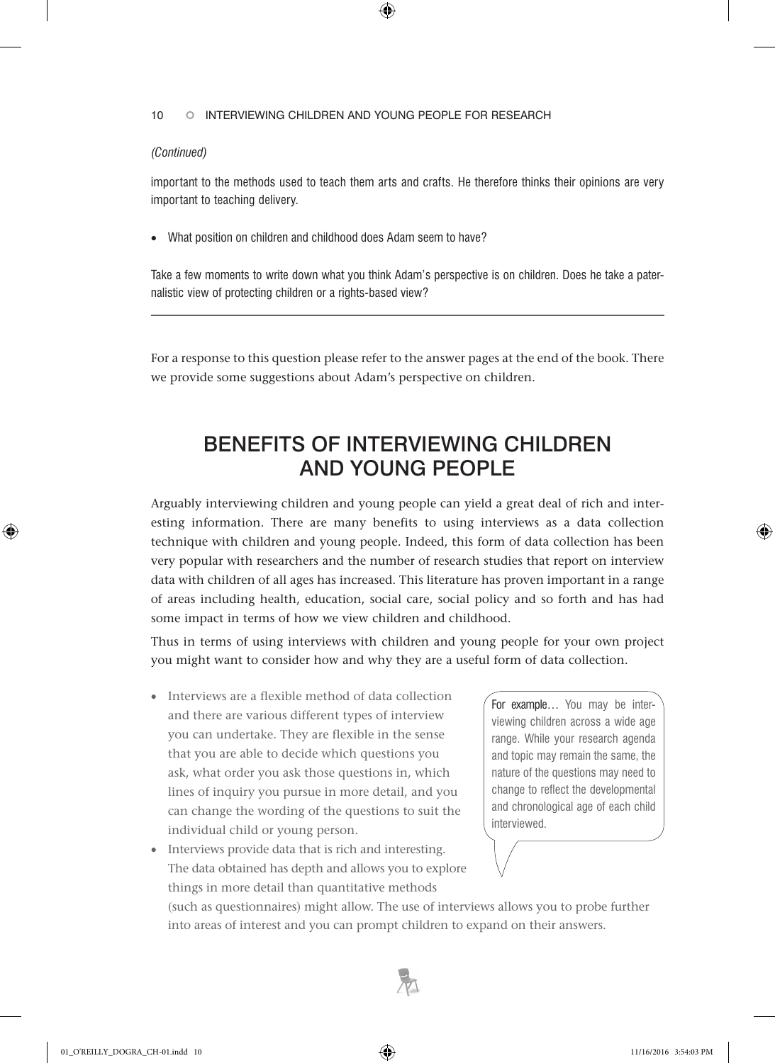*(Continued)*

important to the methods used to teach them arts and crafts. He therefore thinks their opinions are very important to teaching delivery.

- What position on children and childhood does Adam seem to have?

Take a few moments to write down what you think Adam's perspective is on children. Does he take a paternalistic view of protecting children or a rights-based view?

---

For a response to this question please refer to the answer pages at the end of the book. There we provide some suggestions about Adam's perspective on children.

## BENEFITS OF INTERVIEWING CHILDREN AND YOUNG PEOPLE

Arguably interviewing children and young people can yield a great deal of rich and interesting information. There are many benefits to using interviews as a data collection technique with children and young people. Indeed, this form of data collection has been very popular with researchers and the number of research studies that report on interview data with children of all ages has increased. This literature has proven important in a range of areas including health, education, social care, social policy and so forth and has had some impact in terms of how we view children and childhood.

Thus in terms of using interviews with children and young people for your own project you might want to consider how and why they are a useful form of data collection.

- Interviews are a flexible method of data collection and there are various different types of interview you can undertake. They are flexible in the sense that you are able to decide which questions you ask, what order you ask those questions in, which lines of inquiry you pursue in more detail, and you can change the wording of the questions to suit the individual child or young person.
- Interviews provide data that is rich and interesting. The data obtained has depth and allows you to explore things in more detail than quantitative methods (such as questionnaires) might allow. The use of interviews allows you to probe further into areas of interest and you can prompt children to expand on their answers.

**For example…** You may be interviewing children across a wide age range. While your research agenda and topic may remain the same, the nature of the questions may need to change to reflect the developmental and chronological age of each child interviewed.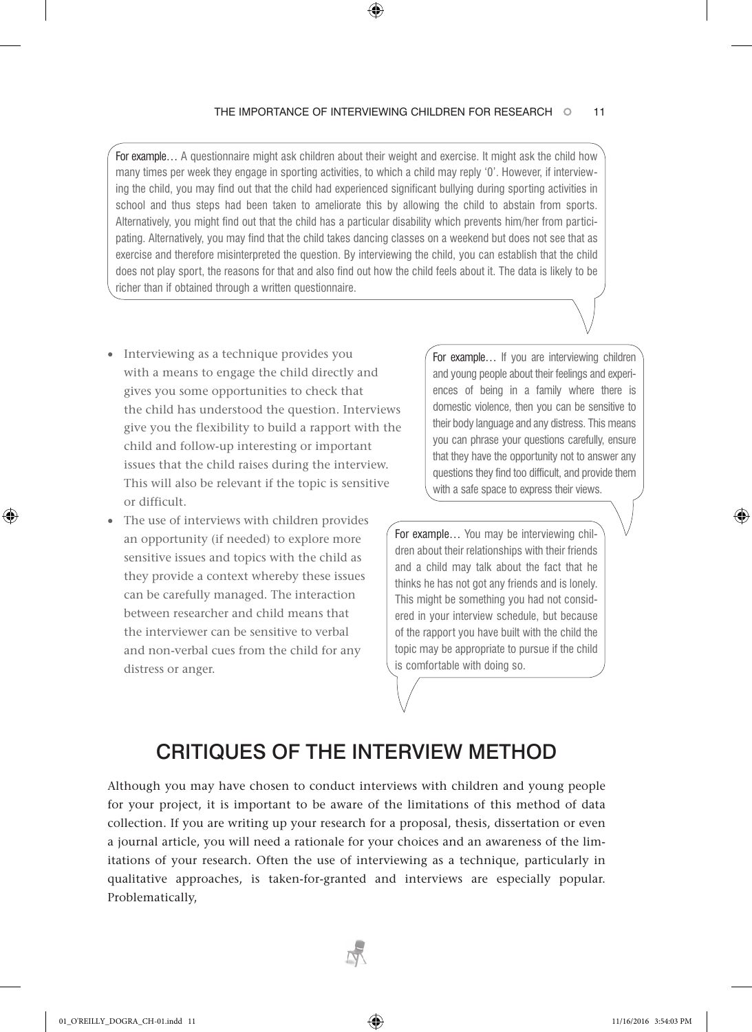**For example…** A questionnaire might ask children about their weight and exercise. It might ask the child how many times per week they engage in sporting activities, to which a child may reply '0'. However, if interviewing the child, you may find out that the child had experienced significant bullying during sporting activities in school and thus steps had been taken to ameliorate this by allowing the child to abstain from sports. Alternatively, you might find out that the child has a particular disability which prevents him/her from participating. Alternatively, you may find that the child takes dancing classes on a weekend but does not see that as exercise and therefore misinterpreted the question. By interviewing the child, you can establish that the child does not play sport, the reasons for that and also find out how the child feels about it. The data is likely to be richer than if obtained through a written questionnaire.

- Interviewing as a technique provides you with a means to engage the child directly and gives you some opportunities to check that the child has understood the question. Interviews give you the flexibility to build a rapport with the child and follow-up interesting or important issues that the child raises during the interview. This will also be relevant if the topic is sensitive or difficult.
- The use of interviews with children provides an opportunity (if needed) to explore more sensitive issues and topics with the child as they provide a context whereby these issues can be carefully managed. The interaction between researcher and child means that the interviewer can be sensitive to verbal and non-verbal cues from the child for any distress or anger.

**For example…** If you are interviewing children and young people about their feelings and experiences of being in a family where there is domestic violence, then you can be sensitive to their body language and any distress. This means you can phrase your questions carefully, ensure that they have the opportunity not to answer any questions they find too difficult, and provide them with a safe space to express their views.

**For example…** You may be interviewing children about their relationships with their friends and a child may talk about the fact that he thinks he has not got any friends and is lonely. This might be something you had not considered in your interview schedule, but because of the rapport you have built with the child the topic may be appropriate to pursue if the child is comfortable with doing so.

## CRITIQUES OF THE INTERVIEW METHOD

Although you may have chosen to conduct interviews with children and young people for your project, it is important to be aware of the limitations of this method of data collection. If you are writing up your research for a proposal, thesis, dissertation or even a journal article, you will need a rationale for your choices and an awareness of the limitations of your research. Often the use of interviewing as a technique, particularly in qualitative approaches, is taken-for-granted and interviews are especially popular. Problematically,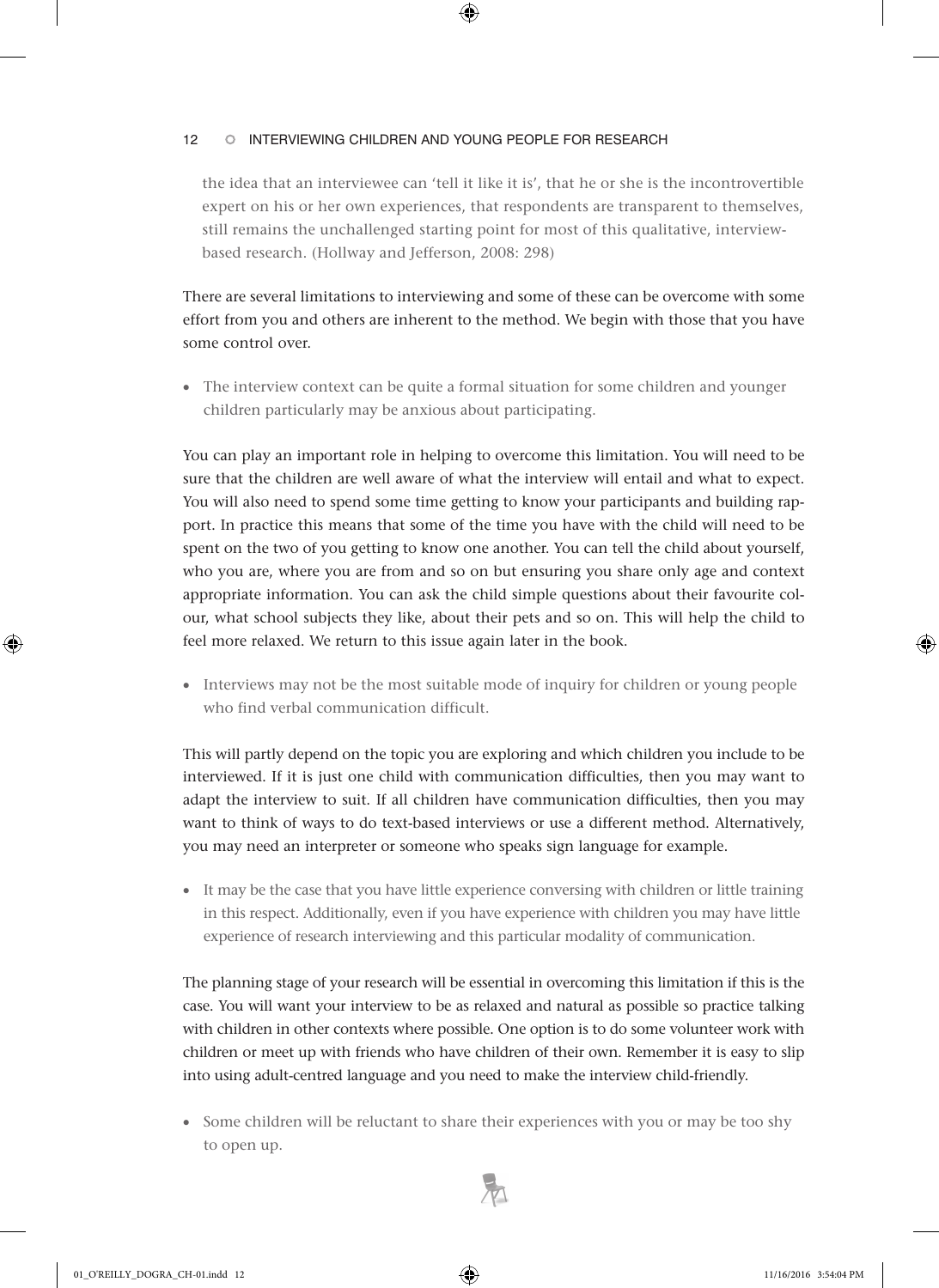> the idea that an interviewee can 'tell it like it is', that he or she is the incontrovertible expert on his or her own experiences, that respondents are transparent to themselves, still remains the unchallenged starting point for most of this qualitative, interview-based research. (Hollway and Jefferson, 2008: 298)

There are several limitations to interviewing and some of these can be overcome with some effort from you and others are inherent to the method. We begin with those that you have some control over.

- The interview context can be quite a formal situation for some children and younger children particularly may be anxious about participating.

You can play an important role in helping to overcome this limitation. You will need to be sure that the children are well aware of what the interview will entail and what to expect. You will also need to spend some time getting to know your participants and building rapport. In practice this means that some of the time you have with the child will need to be spent on the two of you getting to know one another. You can tell the child about yourself, who you are, where you are from and so on but ensuring you share only age and context appropriate information. You can ask the child simple questions about their favourite colour, what school subjects they like, about their pets and so on. This will help the child to feel more relaxed. We return to this issue again later in the book.

- Interviews may not be the most suitable mode of inquiry for children or young people who find verbal communication difficult.

This will partly depend on the topic you are exploring and which children you include to be interviewed. If it is just one child with communication difficulties, then you may want to adapt the interview to suit. If all children have communication difficulties, then you may want to think of ways to do text-based interviews or use a different method. Alternatively, you may need an interpreter or someone who speaks sign language for example.

- It may be the case that you have little experience conversing with children or little training in this respect. Additionally, even if you have experience with children you may have little experience of research interviewing and this particular modality of communication.

The planning stage of your research will be essential in overcoming this limitation if this is the case. You will want your interview to be as relaxed and natural as possible so practice talking with children in other contexts where possible. One option is to do some volunteer work with children or meet up with friends who have children of their own. Remember it is easy to slip into using adult-centred language and you need to make the interview child-friendly.

- Some children will be reluctant to share their experiences with you or may be too shy to open up.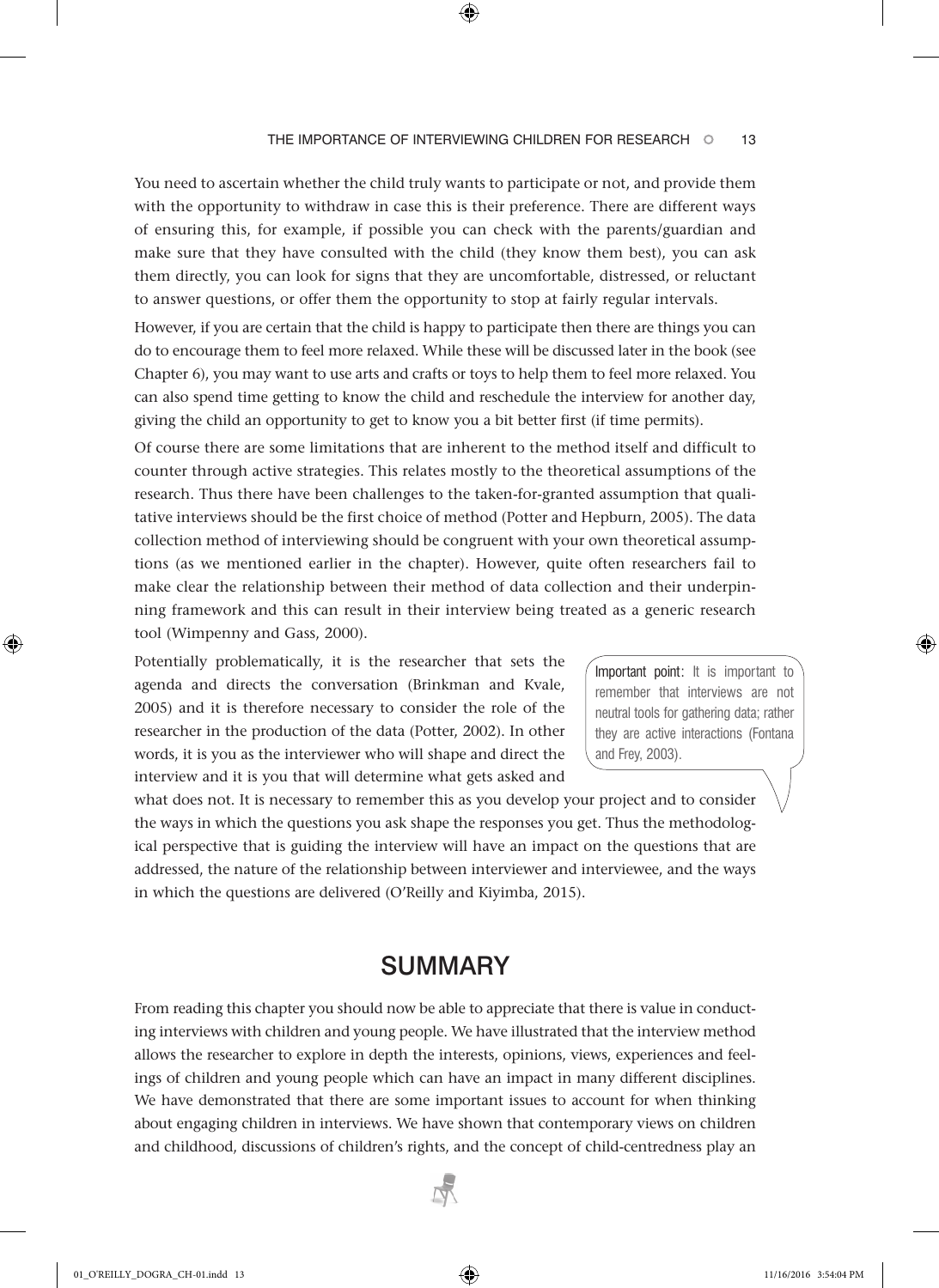You need to ascertain whether the child truly wants to participate or not, and provide them with the opportunity to withdraw in case this is their preference. There are different ways of ensuring this, for example, if possible you can check with the parents/guardian and make sure that they have consulted with the child (they know them best), you can ask them directly, you can look for signs that they are uncomfortable, distressed, or reluctant to answer questions, or offer them the opportunity to stop at fairly regular intervals.

However, if you are certain that the child is happy to participate then there are things you can do to encourage them to feel more relaxed. While these will be discussed later in the book (see Chapter 6), you may want to use arts and crafts or toys to help them to feel more relaxed. You can also spend time getting to know the child and reschedule the interview for another day, giving the child an opportunity to get to know you a bit better first (if time permits).

Of course there are some limitations that are inherent to the method itself and difficult to counter through active strategies. This relates mostly to the theoretical assumptions of the research. Thus there have been challenges to the taken-for-granted assumption that qualitative interviews should be the first choice of method (Potter and Hepburn, 2005). The data collection method of interviewing should be congruent with your own theoretical assumptions (as we mentioned earlier in the chapter). However, quite often researchers fail to make clear the relationship between their method of data collection and their underpinning framework and this can result in their interview being treated as a generic research tool (Wimpenny and Gass, 2000).

Potentially problematically, it is the researcher that sets the agenda and directs the conversation (Brinkman and Kvale, 2005) and it is therefore necessary to consider the role of the researcher in the production of the data (Potter, 2002). In other words, it is you as the interviewer who will shape and direct the interview and it is you that will determine what gets asked and what does not. It is necessary to remember this as you develop your project and to consider the ways in which the questions you ask shape the responses you get. Thus the methodological perspective that is guiding the interview will have an impact on the questions that are addressed, the nature of the relationship between interviewer and interviewee, and the ways in which the questions are delivered (O'Reilly and Kiyimba, 2015).

> **Important point**: It is important to remember that interviews are not neutral tools for gathering data; rather they are active interactions (Fontana and Frey, 2003).

## SUMMARY

From reading this chapter you should now be able to appreciate that there is value in conducting interviews with children and young people. We have illustrated that the interview method allows the researcher to explore in depth the interests, opinions, views, experiences and feelings of children and young people which can have an impact in many different disciplines. We have demonstrated that there are some important issues to account for when thinking about engaging children in interviews. We have shown that contemporary views on children and childhood, discussions of children's rights, and the concept of child-centredness play an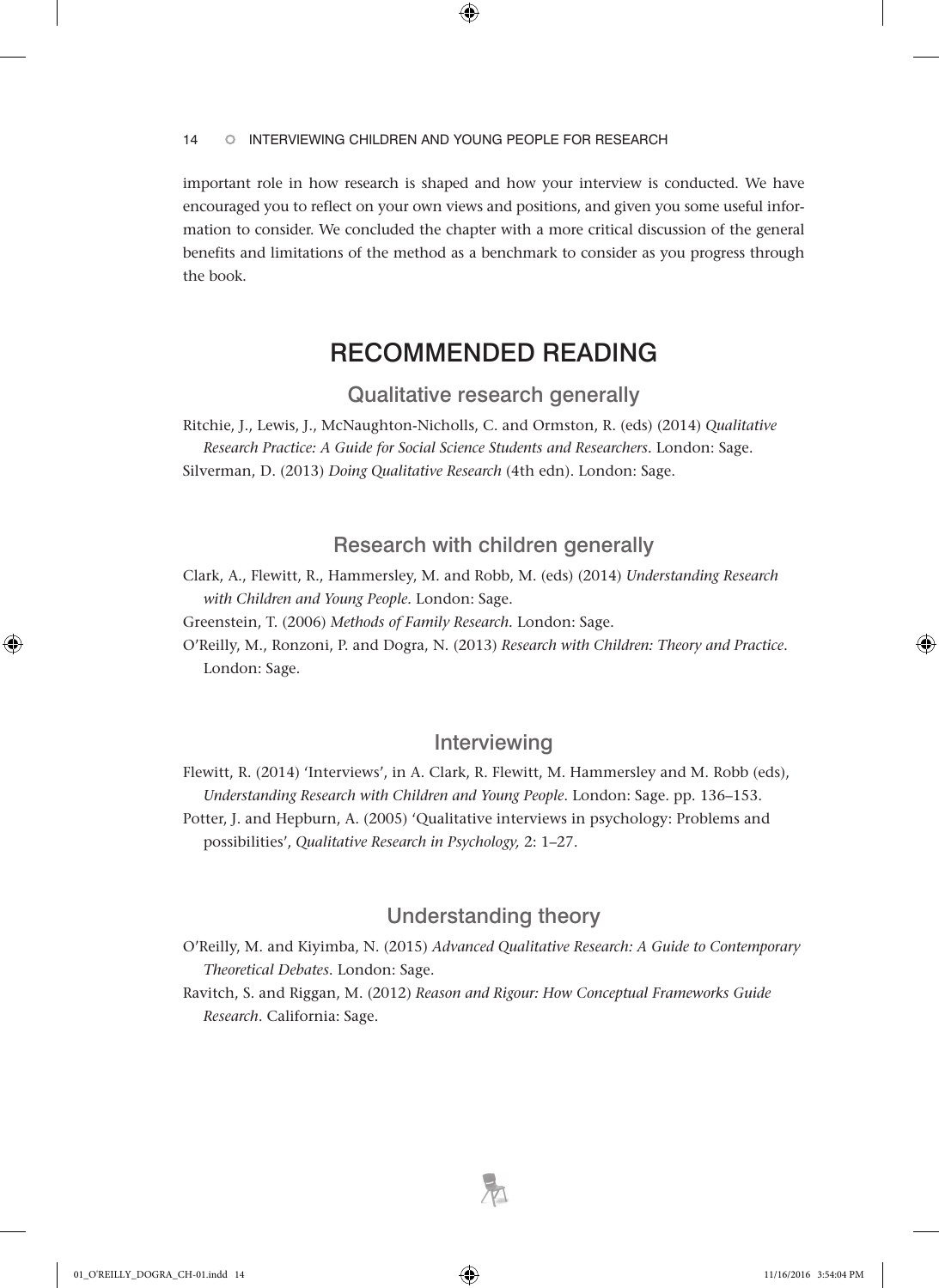important role in how research is shaped and how your interview is conducted. We have encouraged you to reflect on your own views and positions, and given you some useful information to consider. We concluded the chapter with a more critical discussion of the general benefits and limitations of the method as a benchmark to consider as you progress through the book.

## RECOMMENDED READING

### Qualitative research generally

Ritchie, J., Lewis, J., McNaughton-Nicholls, C. and Ormston, R. (eds) (2014) *Qualitative Research Practice: A Guide for Social Science Students and Researchers*. London: Sage.

Silverman, D. (2013) *Doing Qualitative Research* (4th edn). London: Sage.

### Research with children generally

Clark, A., Flewitt, R., Hammersley, M. and Robb, M. (eds) (2014) *Understanding Research with Children and Young People*. London: Sage.

Greenstein, T. (2006) *Methods of Family Research*. London: Sage.

O'Reilly, M., Ronzoni, P. and Dogra, N. (2013) *Research with Children: Theory and Practice*. London: Sage.

### Interviewing

Flewitt, R. (2014) 'Interviews', in A. Clark, R. Flewitt, M. Hammersley and M. Robb (eds), *Understanding Research with Children and Young People*. London: Sage. pp. 136–153.

Potter, J. and Hepburn, A. (2005) 'Qualitative interviews in psychology: Problems and possibilities', *Qualitative Research in Psychology*, 2: 1–27.

### Understanding theory

O'Reilly, M. and Kiyimba, N. (2015) *Advanced Qualitative Research: A Guide to Contemporary Theoretical Debates*. London: Sage.

Ravitch, S. and Riggan, M. (2012) *Reason and Rigour: How Conceptual Frameworks Guide Research*. California: Sage.